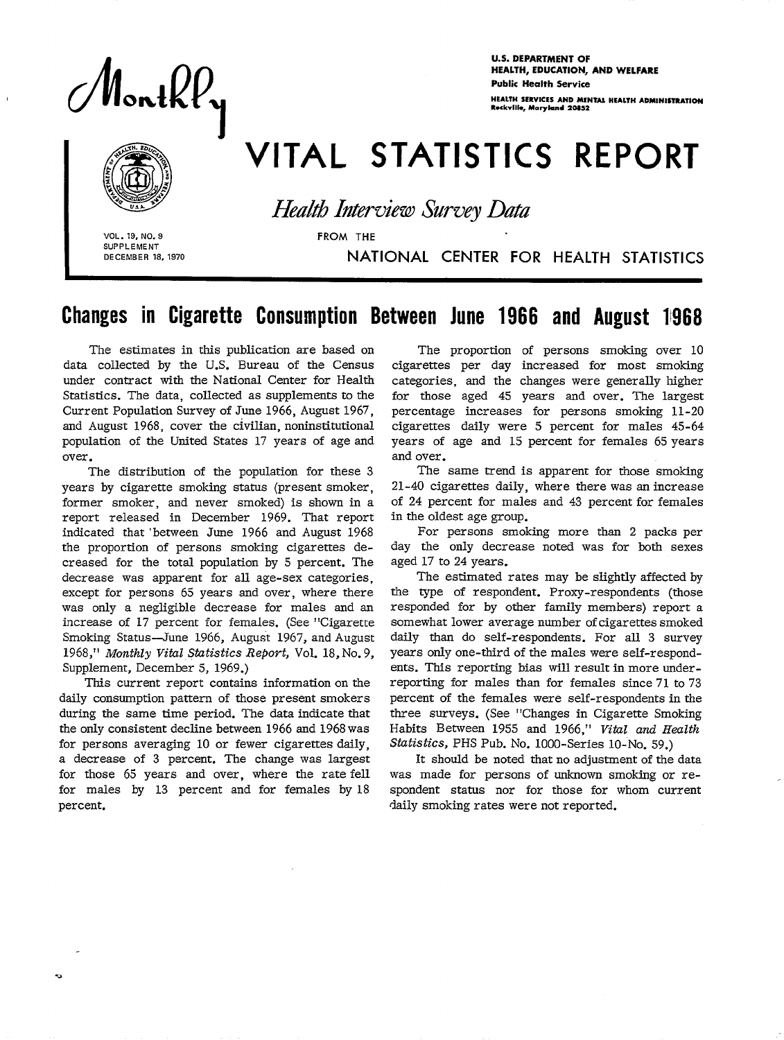U.S. DEPARTMENT OF HEALTH, EDUCATION, AND WELFARE
Public Health Service
HEALTH SERVICES AND MENTAL HEALTH ADMINISTRATION
Rockville, Maryland 20852

Monthly

# VITAL STATISTICS REPORT

*Health Interview Survey Data*

FROM THE NATIONAL CENTER FOR HEALTH STATISTICS

VOL. 19, NO. 9
SUPPLEMENT
DECEMBER 18, 1970

## Changes in Cigarette Consumption Between June 1966 and August 1968

The estimates in this publication are based on data collected by the U.S. Bureau of the Census under contract with the National Center for Health Statistics. The data, collected as supplements to the Current Population Survey of June 1966, August 1967, and August 1968, cover the civilian, noninstitutional population of the United States 17 years of age and over.

The distribution of the population for these 3 years by cigarette smoking status (present smoker, former smoker, and never smoked) is shown in a report released in December 1969. That report indicated that 'between June 1966 and August 1968 the proportion of persons smoking cigarettes decreased for the total population by 5 percent. The decrease was apparent for all age-sex categories, except for persons 65 years and over, where there was only a negligible decrease for males and an increase of 17 percent for females. (See "Cigarette Smoking Status—June 1966, August 1967, and August 1968," *Monthly Vital Statistics Report,* Vol. 18, No. 9, Supplement, December 5, 1969.)

This current report contains information on the daily consumption pattern of those present smokers during the same time period. The data indicate that the only consistent decline between 1966 and 1968 was for persons averaging 10 or fewer cigarettes daily, a decrease of 3 percent. The change was largest for those 65 years and over, where the rate fell for males by 13 percent and for females by 18 percent.

The proportion of persons smoking over 10 cigarettes per day increased for most smoking categories, and the changes were generally higher for those aged 45 years and over. The largest percentage increases for persons smoking 11-20 cigarettes daily were 5 percent for males 45-64 years of age and 15 percent for females 65 years and over.

The same trend is apparent for those smoking 21-40 cigarettes daily, where there was an increase of 24 percent for males and 43 percent for females in the oldest age group.

For persons smoking more than 2 packs per day the only decrease noted was for both sexes aged 17 to 24 years.

The estimated rates may be slightly affected by the type of respondent. Proxy-respondents (those responded for by other family members) report a somewhat lower average number of cigarettes smoked daily than do self-respondents. For all 3 survey years only one-third of the males were self-respondents. This reporting bias will result in more underreporting for males than for females since 71 to 73 percent of the females were self-respondents in the three surveys. (See "Changes in Cigarette Smoking Habits Between 1955 and 1966," *Vital and Health Statistics,* PHS Pub. No. 1000-Series 10-No. 59.)

It should be noted that no adjustment of the data was made for persons of unknown smoking or respondent status nor for those for whom current daily smoking rates were not reported.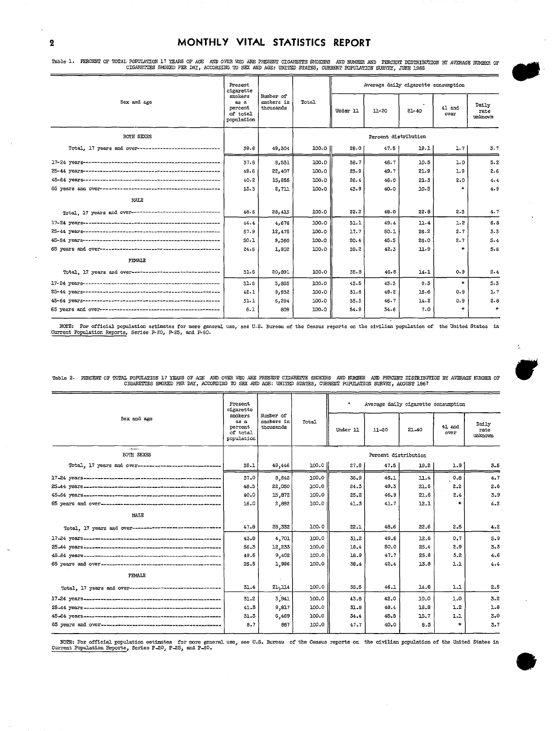Table 1. PERCENT OF TOTAL POPULATION 17 YEARS OF AGE AND OVER WHO ARE PRESENT CIGARETTE SMOKERS AND NUMBER AND PERCENT DISTRIBUTION BY AVERAGE NUMBER OF CIGARETTES SMOKED PER DAY, ACCORDING TO SEX AND AGE: UNITED STATES, CURRENT POPULATION SURVEY, JUNE 1966

| Sex and age | Present cigarette smokers as a percent of total population | Number of smokers in thousands | Total | Average daily cigarette consumption | | | | |
|---|---|---|---|---|---|---|---|---|
| | | | | Under 11 | 11-20 | 21-40 | 41 and over | Daily rate unknown |
| BOTH SEXES | | | Percent distribution | | | | | |
| Total, 17 years and over | 39.6 | 49,304 | 100.0 | 28.0 | 47.5 | 19.1 | 1.7 | 3.7 |
| 17-24 years | 37.6 | 8,531 | 100.0 | 36.7 | 46.7 | 10.5 | 1.0 | 5.2 |
| 25-44 years | 49.6 | 22,407 | 100.0 | 23.9 | 49.7 | 21.9 | 1.9 | 2.6 |
| 45-64 years | 40.2 | 15,655 | 100.0 | 26.4 | 46.0 | 21.3 | 2.0 | 4.4 |
| 65 years and over | 15.3 | 2,711 | 100.0 | 43.9 | 40.0 | 10.5 | * | 4.9 |
| MALE | | | | | | | | |
| Total, 17 years and over | 48.6 | 28,413 | 100.0 | 22.2 | 48.0 | 22.8 | 2.3 | 4.7 |
| 17-24 years | 44.4 | 4,676 | 100.0 | 31.1 | 49.4 | 11.4 | 1.2 | 6.8 |
| 25-44 years | 57.9 | 12,475 | 100.0 | 17.7 | 50.1 | 26.2 | 2.7 | 3.3 |
| 45-64 years | 50.1 | 9,360 | 100.0 | 20.4 | 45.5 | 26.0 | 2.7 | 5.4 |
| 65 years and over | 24.6 | 1,902 | 100.0 | 39.2 | 42.3 | 11.9 | * | 5.6 |
| FEMALE | | | | | | | | |
| Total, 17 years and over | 31.6 | 20,891 | 100.0 | 35.8 | 46.8 | 14.1 | 0.9 | 2.4 |
| 17-24 years | 31.6 | 3,855 | 100.0 | 43.5 | 43.3 | 9.3 | * | 3.3 |
| 25-44 years | 42.1 | 9,932 | 100.0 | 31.6 | 49.2 | 16.6 | 0.9 | 1.7 |
| 45-64 years | 31.1 | 6,294 | 100.0 | 35.3 | 46.7 | 14.2 | 0.9 | 2.8 |
| 65 years and over | 8.1 | 809 | 100.0 | 54.9 | 34.6 | 7.0 | * | * |

NOTE: For official population estimates for more general use, see U.S. Bureau of the Census reports on the civilian population of the United States in Current Population Reports, Series P-20, P-25, and P-60.

Table 2. PERCENT OF TOTAL POPULATION 17 YEARS OF AGE AND OVER WHO ARE PRESENT CIGARETTE SMOKERS AND NUMBER AND PERCENT DISTRIBUTION BY AVERAGE NUMBER OF CIGARETTES SMOKED PER DAY, ACCORDING TO SEX AND AGE: UNITED STATES, CURRENT POPULATION SURVEY, AUGUST 1967

| Sex and age | Present cigarette smokers as a percent of total population | Number of smokers in thousands | Total | Average daily cigarette consumption | | | | |
|---|---|---|---|---|---|---|---|---|
| | | | | Under 11 | 11-20 | 21-40 | 41 and over | Daily rate unknown |
| BOTH SEXES | | | Percent distribution | | | | | |
| Total, 17 years and over | 39.1 | 49,446 | 100.0 | 27.8 | 47.5 | 19.2 | 1.9 | 3.5 |
| 17-24 years | 37.0 | 8,642 | 100.0 | 36.9 | 46.1 | 11.4 | 0.8 | 4.7 |
| 25-44 years | 48.5 | 22,050 | 100.0 | 24.3 | 49.3 | 21.6 | 2.2 | 2.6 |
| 45-64 years | 40.0 | 15,872 | 100.0 | 25.2 | 46.9 | 21.6 | 2.4 | 3.9 |
| 65 years and over | 16.0 | 2,882 | 100.0 | 41.3 | 41.7 | 12.1 | * | 4.2 |
| MALE | | | | | | | | |
| Total, 17 years and over | 47.8 | 28,332 | 100.0 | 22.1 | 48.6 | 22.6 | 2.5 | 4.2 |
| 17-24 years | 43.8 | 4,701 | 100.0 | 31.2 | 49.6 | 12.6 | 0.7 | 5.9 |
| 25-44 years | 56.3 | 12,233 | 100.0 | 18.4 | 50.0 | 25.4 | 2.9 | 3.3 |
| 45-64 years | 49.6 | 9,402 | 100.0 | 18.9 | 47.7 | 25.6 | 3.2 | 4.6 |
| 65 years and over | 25.5 | 1,996 | 100.0 | 38.4 | 42.4 | 13.8 | 1.1 | 4.4 |
| FEMALE | | | | | | | | |
| Total, 17 years and over | 31.4 | 21,114 | 100.0 | 35.5 | 46.1 | 14.8 | 1.1 | 2.5 |
| 17-24 years | 31.2 | 3,941 | 100.0 | 43.8 | 42.0 | 10.0 | 1.0 | 3.2 |
| 25-44 years | 41.3 | 9,817 | 100.0 | 31.8 | 48.4 | 16.8 | 1.2 | 1.8 |
| 45-64 years | 31.3 | 6,469 | 100.0 | 34.4 | 45.8 | 15.7 | 1.1 | 3.0 |
| 65 years and over | 8.7 | 887 | 100.0 | 47.7 | 40.0 | 8.3 | * | 3.7 |

NOTE: For official population estimates for more general use, see U.S. Bureau of the Census reports on the civilian population of the United States in Current Population Reports, Series P-20, P-25, and P-60.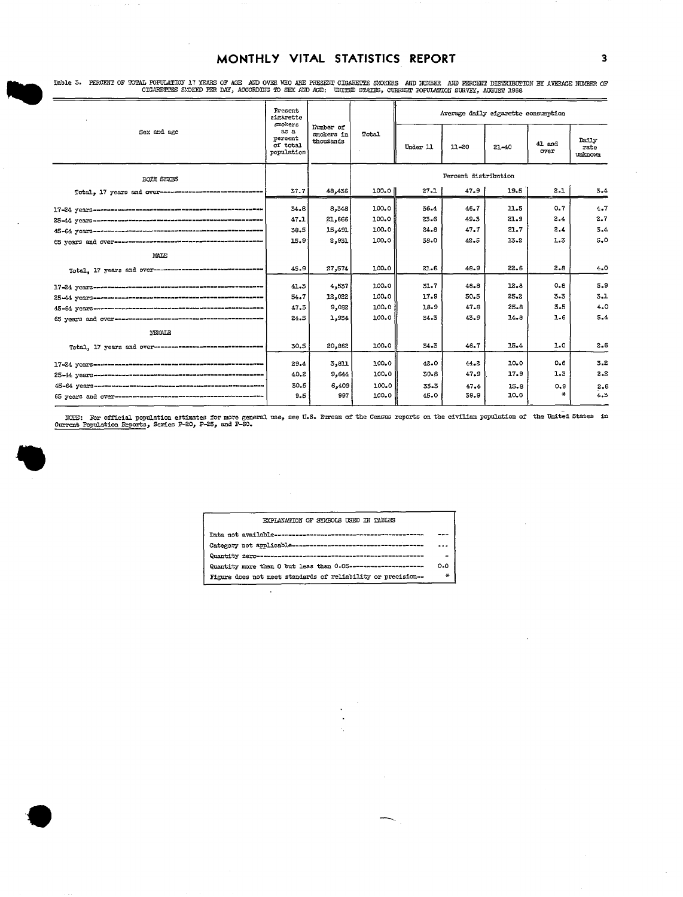Table 3. PERCENT OF TOTAL POPULATION 17 YEARS OF AGE AND OVER WHO ARE PRESENT CIGARETTE SMOKERS AND NUMBER AND PERCENT DISTRIBUTION BY AVERAGE NUMBER OF CIGARETTES SMOKED PER DAY, ACCORDING TO SEX AND AGE: UNITED STATES, CURRENT POPULATION SURVEY, AUGUST 1968

| Sex and age | Present cigarette smokers as a percent of total population | Number of smokers in thousands | Total | Average daily cigarette consumption | | | | |
|---|---|---|---|---|---|---|---|---|
| | | | | Under 11 | 11-20 | 21-40 | 41 and over | Daily rate unknown |
| **BOTH SEXES** | | | Percent distribution | | | | | |
| Total, 17 years and over | 37.7 | 48,436 | 100.0 | 27.1 | 47.9 | 19.5 | 2.1 | 3.4 |
| 17-24 years | 34.8 | 8,348 | 100.0 | 36.4 | 46.7 | 11.5 | 0.7 | 4.7 |
| 25-44 years | 47.1 | 21,666 | 100.0 | 23.6 | 49.3 | 21.9 | 2.4 | 2.7 |
| 45-64 years | 38.5 | 15,491 | 100.0 | 24.8 | 47.7 | 21.7 | 2.4 | 3.4 |
| 65 years and over | 15.9 | 2,931 | 100.0 | 38.0 | 42.5 | 13.2 | 1.3 | 5.0 |
| **MALE** | | | | | | | | |
| Total, 17 years and over | 45.9 | 27,574 | 100.0 | 21.6 | 48.9 | 22.6 | 2.8 | 4.0 |
| 17-24 years | 41.3 | 4,537 | 100.0 | 31.7 | 48.8 | 12.8 | 0.8 | 5.9 |
| 25-44 years | 54.7 | 12,022 | 100.0 | 17.9 | 50.5 | 25.2 | 3.3 | 3.1 |
| 45-64 years | 47.3 | 9,082 | 100.0 | 18.9 | 47.8 | 25.8 | 3.5 | 4.0 |
| 65 years and over | 24.5 | 1,934 | 100.0 | 34.3 | 43.9 | 14.8 | 1.6 | 5.4 |
| **FEMALE** | | | | | | | | |
| Total, 17 years and over | 30.5 | 20,862 | 100.0 | 34.3 | 46.7 | 15.4 | 1.0 | 2.6 |
| 17-24 years | 29.4 | 3,811 | 100.0 | 42.0 | 44.2 | 10.0 | 0.6 | 3.2 |
| 25-44 years | 40.2 | 9,644 | 100.0 | 30.8 | 47.9 | 17.9 | 1.3 | 2.2 |
| 45-64 years | 30.5 | 6,409 | 100.0 | 33.3 | 47.4 | 15.8 | 0.9 | 2.6 |
| 65 years and over | 9.5 | 997 | 100.0 | 45.0 | 39.9 | 10.0 | * | 4.3 |

NOTE: For official population estimates for more general use, see U.S. Bureau of the Census reports on the civilian population of the United States in *Current Population Reports*, Series P-20, P-25, and P-60.

| EXPLANATION OF SYMBOLS USED IN TABLES | |
|---|---|
| Data not available | --- |
| Category not applicable | ... |
| Quantity zero | - |
| Quantity more than 0 but less than 0.05 | 0.0 |
| Figure does not meet standards of reliability or precision | * |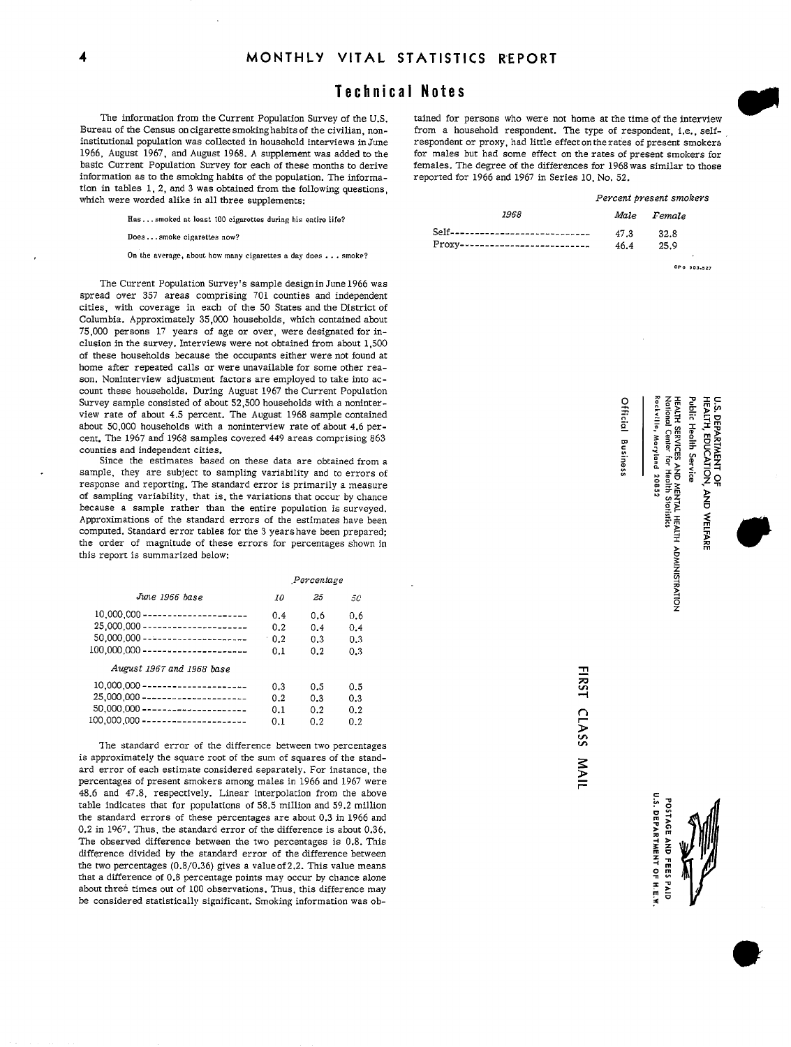# Technical Notes

The information from the Current Population Survey of the U.S. Bureau of the Census on cigarette smoking habits of the civilian, noninstitutional population was collected in household interviews in June 1966, August 1967, and August 1968. A supplement was added to the basic Current Population Survey for each of these months to derive information as to the smoking habits of the population. The information in tables 1, 2, and 3 was obtained from the following questions, which were worded alike in all three supplements:

> Has . . . smoked at least 100 cigarettes during his entire life?
>
> Does . . . smoke cigarettes now?
>
> On the average, about how many cigarettes a day does . . . smoke?

The Current Population Survey's sample design in June 1966 was spread over 357 areas comprising 701 counties and independent cities, with coverage in each of the 50 States and the District of Columbia. Approximately 35,000 households, which contained about 75,000 persons 17 years of age or over, were designated for inclusion in the survey. Interviews were not obtained from about 1,500 of these households because the occupants either were not found at home after repeated calls or were unavailable for some other reason. Noninterview adjustment factors are employed to take into account these households. During August 1967 the Current Population Survey sample consisted of about 52,500 households with a noninterview rate of about 4.5 percent. The August 1968 sample contained about 50,000 households with a noninterview rate of about 4.6 percent. The 1967 and 1968 samples covered 449 areas comprising 863 counties and independent cities.

Since the estimates based on these data are obtained from a sample, they are subject to sampling variability and to errors of response and reporting. The standard error is primarily a measure of sampling variability, that is, the variations that occur by chance because a sample rather than the entire population is surveyed. Approximations of the standard errors of the estimates have been computed. Standard error tables for the 3 years have been prepared; the order of magnitude of these errors for percentages shown in this report is summarized below:

| | Percentage | | |
|---|---|---|---|
| *June 1966 base* | *10* | *25* | *50* |
| 10,000,000 | 0.4 | 0.6 | 0.6 |
| 25,000,000 | 0.2 | 0.4 | 0.4 |
| 50,000,000 | 0.2 | 0.3 | 0.3 |
| 100,000,000 | 0.1 | 0.2 | 0.3 |
| *August 1967 and 1968 base* | | | |
| 10,000,000 | 0.3 | 0.5 | 0.5 |
| 25,000,000 | 0.2 | 0.3 | 0.3 |
| 50,000,000 | 0.1 | 0.2 | 0.2 |
| 100,000,000 | 0.1 | 0.2 | 0.2 |

The standard error of the difference between two percentages is approximately the square root of the sum of squares of the standard error of each estimate considered separately. For instance, the percentages of present smokers among males in 1966 and 1967 were 48.6 and 47.8, respectively. Linear interpolation from the above table indicates that for populations of 58.5 million and 59.2 million the standard errors of these percentages are about 0.3 in 1966 and 0.2 in 1967. Thus, the standard error of the difference is about 0.36. The observed difference between the two percentages is 0.8. This difference divided by the standard error of the difference between the two percentages (0.8/0.36) gives a value of 2.2. This value means that a difference of 0.8 percentage points may occur by chance alone about three times out of 100 observations. Thus, this difference may be considered statistically significant. Smoking information was obtained for persons who were not home at the time of the interview from a household respondent. The type of respondent, i.e., self-respondent or proxy, had little effect on the rates of present smokers for males but had some effect on the rates of present smokers for females. The degree of the differences for 1968 was similar to those reported for 1966 and 1967 in Series 10, No. 52.

| | Percent present smokers | |
|---|---|---|
| *1968* | *Male* | *Female* |
| Self | 47.3 | 32.8 |
| Proxy | 46.4 | 25.9 |

GPO 903-527

U.S. DEPARTMENT OF HEALTH, EDUCATION, AND WELFARE
Public Health Service
HEALTH SERVICES AND MENTAL HEALTH ADMINISTRATION
National Center for Health Statistics
Rockville, Maryland 20852

Official Business

FIRST CLASS MAIL

POSTAGE AND FEES PAID
U.S. DEPARTMENT OF H.E.W.